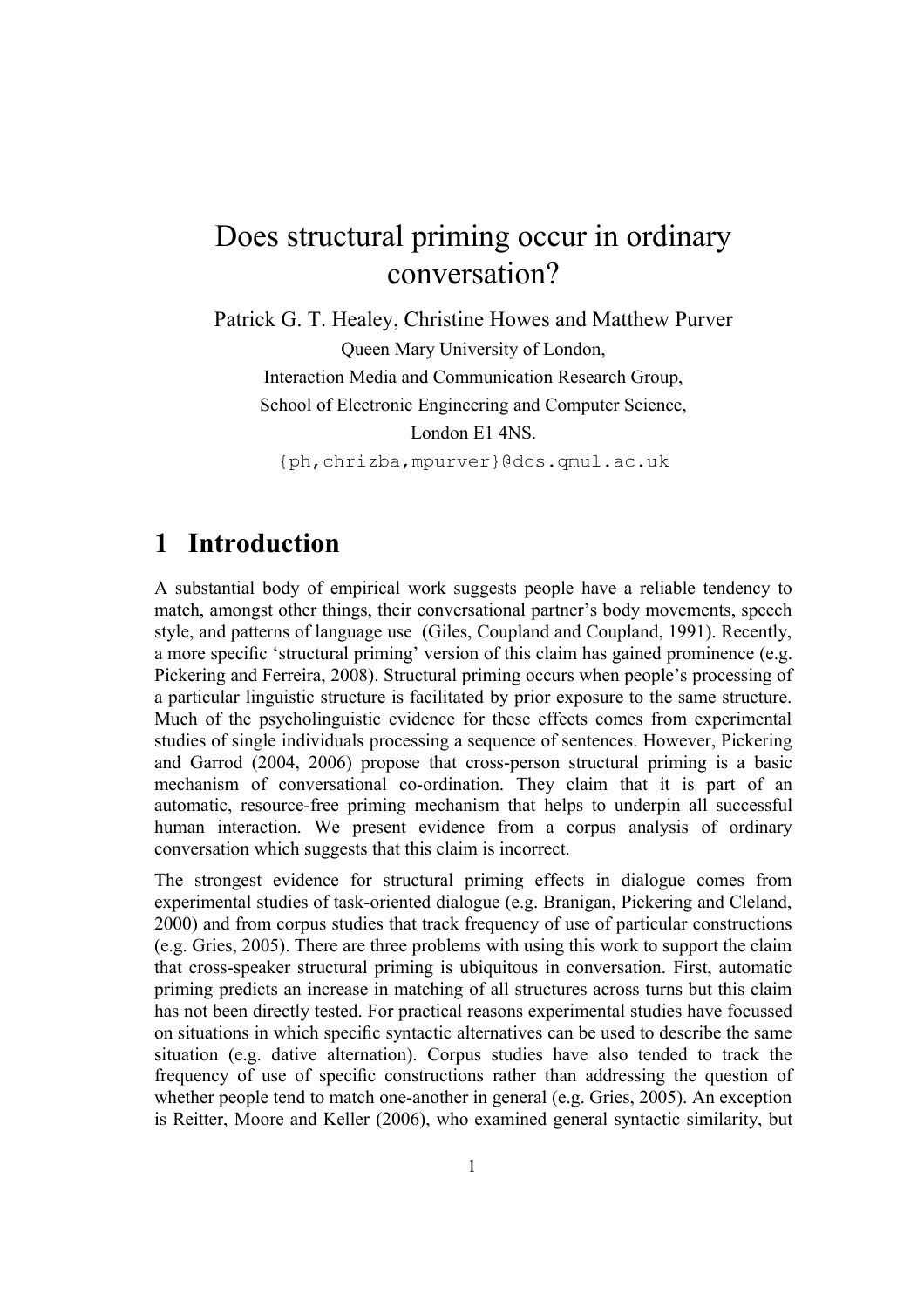# Does structural priming occur in ordinary conversation?

Patrick G. T. Healey, Christine Howes and Matthew Purver

Queen Mary University of London,

Interaction Media and Communication Research Group,

School of Electronic Engineering and Computer Science,

London E1 4NS.

{ph,chrizba,mpurver}@dcs.qmul.ac.uk

## 1 Introduction

A substantial body of empirical work suggests people have a reliable tendency to match, amongst other things, their conversational partner's body movements, speech style, and patterns of language use (Giles, Coupland and Coupland, 1991). Recently, a more specific 'structural priming' version of this claim has gained prominence (e.g. Pickering and Ferreira, 2008). Structural priming occurs when people's processing of a particular linguistic structure is facilitated by prior exposure to the same structure. Much of the psycholinguistic evidence for these effects comes from experimental studies of single individuals processing a sequence of sentences. However, Pickering and Garrod (2004, 2006) propose that cross-person structural priming is a basic mechanism of conversational co-ordination. They claim that it is part of an automatic, resource-free priming mechanism that helps to underpin all successful human interaction. We present evidence from a corpus analysis of ordinary conversation which suggests that this claim is incorrect.

The strongest evidence for structural priming effects in dialogue comes from experimental studies of task-oriented dialogue (e.g. Branigan, Pickering and Cleland, 2000) and from corpus studies that track frequency of use of particular constructions (e.g. Gries, 2005). There are three problems with using this work to support the claim that cross-speaker structural priming is ubiquitous in conversation. First, automatic priming predicts an increase in matching of all structures across turns but this claim has not been directly tested. For practical reasons experimental studies have focussed on situations in which specific syntactic alternatives can be used to describe the same situation (e.g. dative alternation). Corpus studies have also tended to track the frequency of use of specific constructions rather than addressing the question of whether people tend to match one-another in general (e.g. Gries, 2005). An exception is Reitter, Moore and Keller (2006), who examined general syntactic similarity, but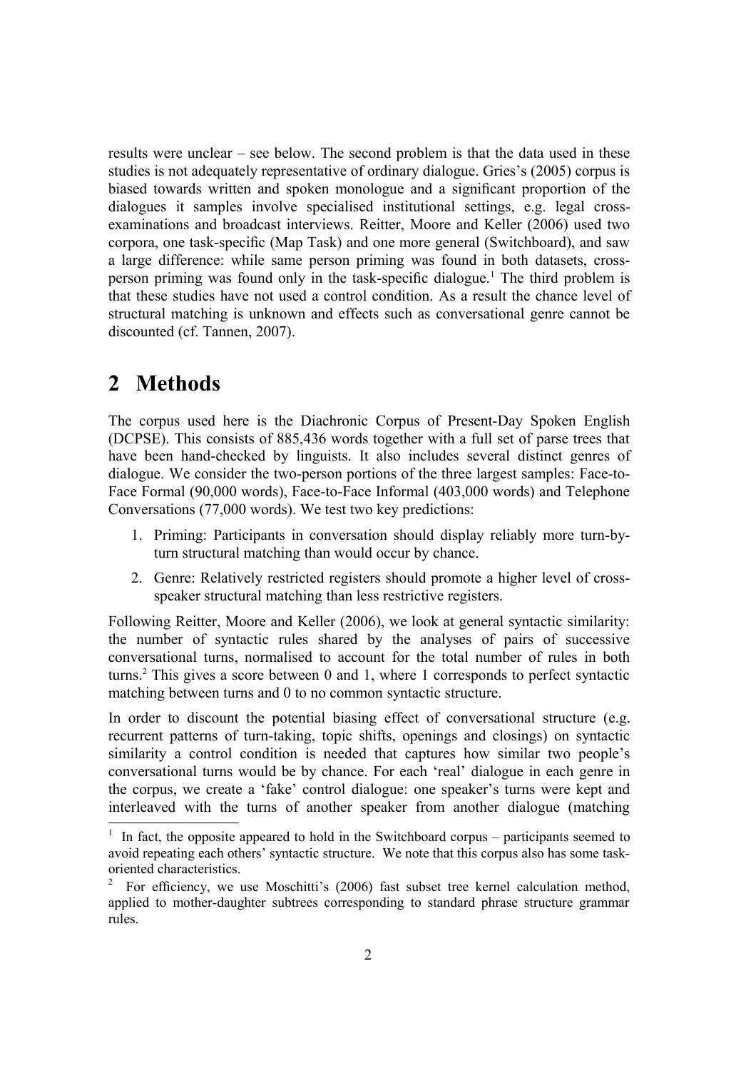results were unclear – see below. The second problem is that the data used in these studies is not adequately representative of ordinary dialogue. Gries's (2005) corpus is biased towards written and spoken monologue and a significant proportion of the dialogues it samples involve specialised institutional settings, e.g. legal cross-examinations and broadcast interviews. Reitter, Moore and Keller (2006) used two corpora, one task-specific (Map Task) and one more general (Switchboard), and saw a large difference: while same person priming was found in both datasets, cross-person priming was found only in the task-specific dialogue.[1] The third problem is that these studies have not used a control condition. As a result the chance level of structural matching is unknown and effects such as conversational genre cannot be discounted (cf. Tannen, 2007).

# 2 Methods

The corpus used here is the Diachronic Corpus of Present-Day Spoken English (DCPSE). This consists of 885,436 words together with a full set of parse trees that have been hand-checked by linguists. It also includes several distinct genres of dialogue. We consider the two-person portions of the three largest samples: Face-to-Face Formal (90,000 words), Face-to-Face Informal (403,000 words) and Telephone Conversations (77,000 words). We test two key predictions:

1. Priming: Participants in conversation should display reliably more turn-by-turn structural matching than would occur by chance.
2. Genre: Relatively restricted registers should promote a higher level of cross-speaker structural matching than less restrictive registers.

Following Reitter, Moore and Keller (2006), we look at general syntactic similarity: the number of syntactic rules shared by the analyses of pairs of successive conversational turns, normalised to account for the total number of rules in both turns.[2] This gives a score between 0 and 1, where 1 corresponds to perfect syntactic matching between turns and 0 to no common syntactic structure.

In order to discount the potential biasing effect of conversational structure (e.g. recurrent patterns of turn-taking, topic shifts, openings and closings) on syntactic similarity a control condition is needed that captures how similar two people's conversational turns would be by chance. For each 'real' dialogue in each genre in the corpus, we create a 'fake' control dialogue: one speaker's turns were kept and interleaved with the turns of another speaker from another dialogue (matching

[1] In fact, the opposite appeared to hold in the Switchboard corpus – participants seemed to avoid repeating each others' syntactic structure. We note that this corpus also has some task-oriented characteristics.

[2] For efficiency, we use Moschitti's (2006) fast subset tree kernel calculation method, applied to mother-daughter subtrees corresponding to standard phrase structure grammar rules.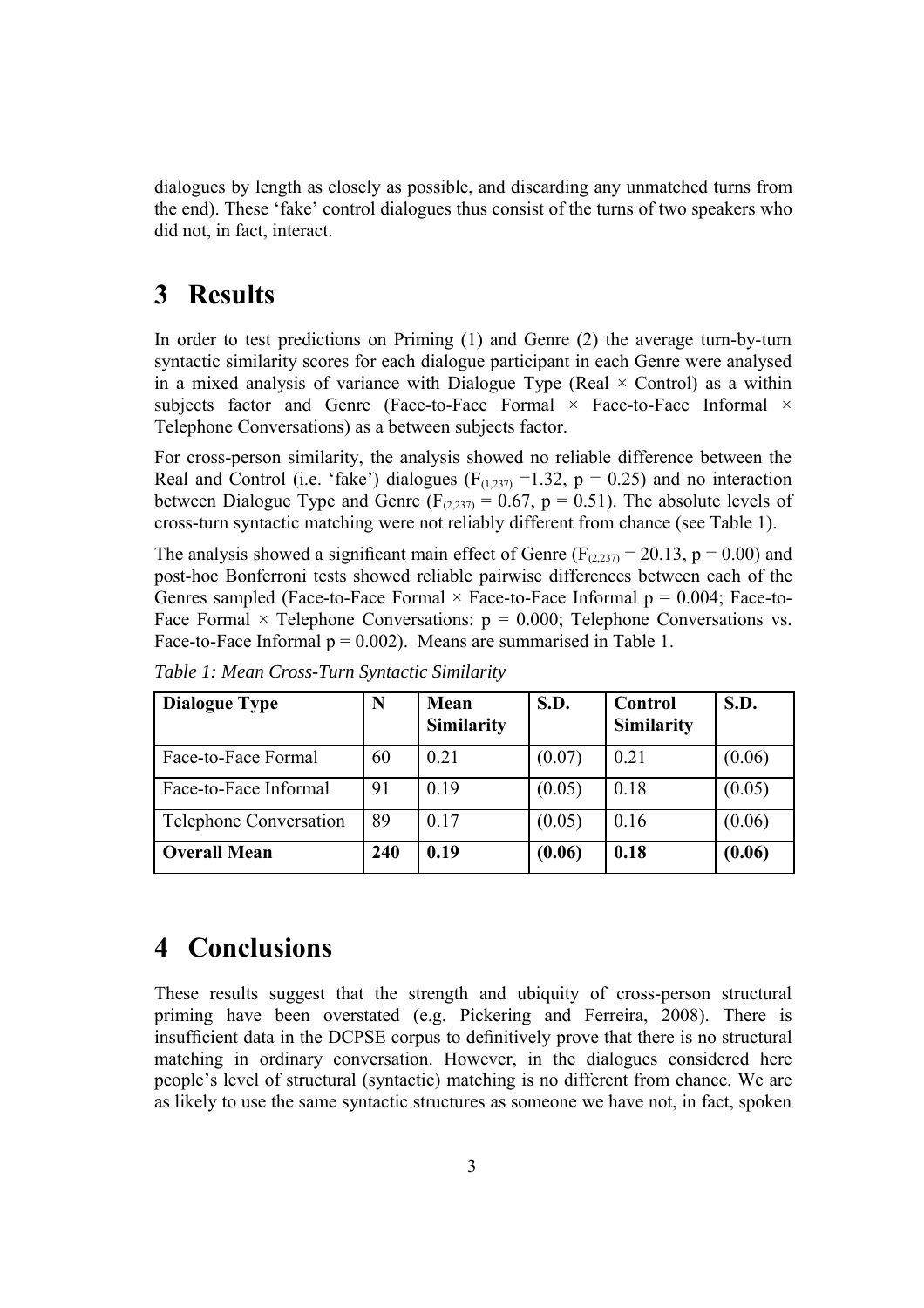dialogues by length as closely as possible, and discarding any unmatched turns from the end). These 'fake' control dialogues thus consist of the turns of two speakers who did not, in fact, interact.

# 3 Results

In order to test predictions on Priming (1) and Genre (2) the average turn-by-turn syntactic similarity scores for each dialogue participant in each Genre were analysed in a mixed analysis of variance with Dialogue Type (Real × Control) as a within subjects factor and Genre (Face-to-Face Formal × Face-to-Face Informal × Telephone Conversations) as a between subjects factor.

For cross-person similarity, the analysis showed no reliable difference between the Real and Control (i.e. 'fake') dialogues ($F_{(1,237)} = 1.32$, $p = 0.25$) and no interaction between Dialogue Type and Genre ($F_{(2,237)} = 0.67$, $p = 0.51$). The absolute levels of cross-turn syntactic matching were not reliably different from chance (see Table 1).

The analysis showed a significant main effect of Genre ($F_{(2,237)} = 20.13$, $p = 0.00$) and post-hoc Bonferroni tests showed reliable pairwise differences between each of the Genres sampled (Face-to-Face Formal × Face-to-Face Informal $p = 0.004$; Face-to-Face Formal × Telephone Conversations: $p = 0.000$; Telephone Conversations vs. Face-to-Face Informal $p = 0.002$). Means are summarised in Table 1.

*Table 1: Mean Cross-Turn Syntactic Similarity*

| Dialogue Type | N | Mean Similarity | S.D. | Control Similarity | S.D. |
|---|---|---|---|---|---|
| Face-to-Face Formal | 60 | 0.21 | (0.07) | 0.21 | (0.06) |
| Face-to-Face Informal | 91 | 0.19 | (0.05) | 0.18 | (0.05) |
| Telephone Conversation | 89 | 0.17 | (0.05) | 0.16 | (0.06) |
| **Overall Mean** | **240** | **0.19** | **(0.06)** | **0.18** | **(0.06)** |

# 4 Conclusions

These results suggest that the strength and ubiquity of cross-person structural priming have been overstated (e.g. Pickering and Ferreira, 2008). There is insufficient data in the DCPSE corpus to definitively prove that there is no structural matching in ordinary conversation. However, in the dialogues considered here people's level of structural (syntactic) matching is no different from chance. We are as likely to use the same syntactic structures as someone we have not, in fact, spoken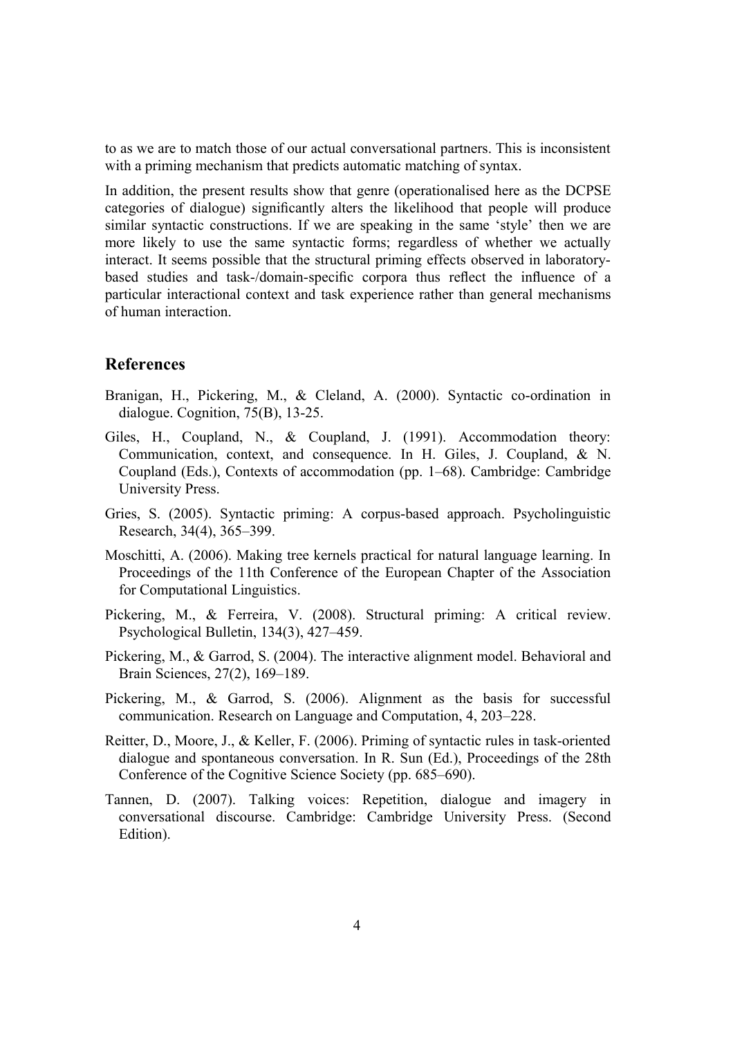to as we are to match those of our actual conversational partners. This is inconsistent with a priming mechanism that predicts automatic matching of syntax.

In addition, the present results show that genre (operationalised here as the DCPSE categories of dialogue) significantly alters the likelihood that people will produce similar syntactic constructions. If we are speaking in the same 'style' then we are more likely to use the same syntactic forms; regardless of whether we actually interact. It seems possible that the structural priming effects observed in laboratory-based studies and task-/domain-specific corpora thus reflect the influence of a particular interactional context and task experience rather than general mechanisms of human interaction.

## References

Branigan, H., Pickering, M., & Cleland, A. (2000). Syntactic co-ordination in dialogue. Cognition, 75(B), 13-25.

Giles, H., Coupland, N., & Coupland, J. (1991). Accommodation theory: Communication, context, and consequence. In H. Giles, J. Coupland, & N. Coupland (Eds.), Contexts of accommodation (pp. 1–68). Cambridge: Cambridge University Press.

Gries, S. (2005). Syntactic priming: A corpus-based approach. Psycholinguistic Research, 34(4), 365–399.

Moschitti, A. (2006). Making tree kernels practical for natural language learning. In Proceedings of the 11th Conference of the European Chapter of the Association for Computational Linguistics.

Pickering, M., & Ferreira, V. (2008). Structural priming: A critical review. Psychological Bulletin, 134(3), 427–459.

Pickering, M., & Garrod, S. (2004). The interactive alignment model. Behavioral and Brain Sciences, 27(2), 169–189.

Pickering, M., & Garrod, S. (2006). Alignment as the basis for successful communication. Research on Language and Computation, 4, 203–228.

Reitter, D., Moore, J., & Keller, F. (2006). Priming of syntactic rules in task-oriented dialogue and spontaneous conversation. In R. Sun (Ed.), Proceedings of the 28th Conference of the Cognitive Science Society (pp. 685–690).

Tannen, D. (2007). Talking voices: Repetition, dialogue and imagery in conversational discourse. Cambridge: Cambridge University Press. (Second Edition).